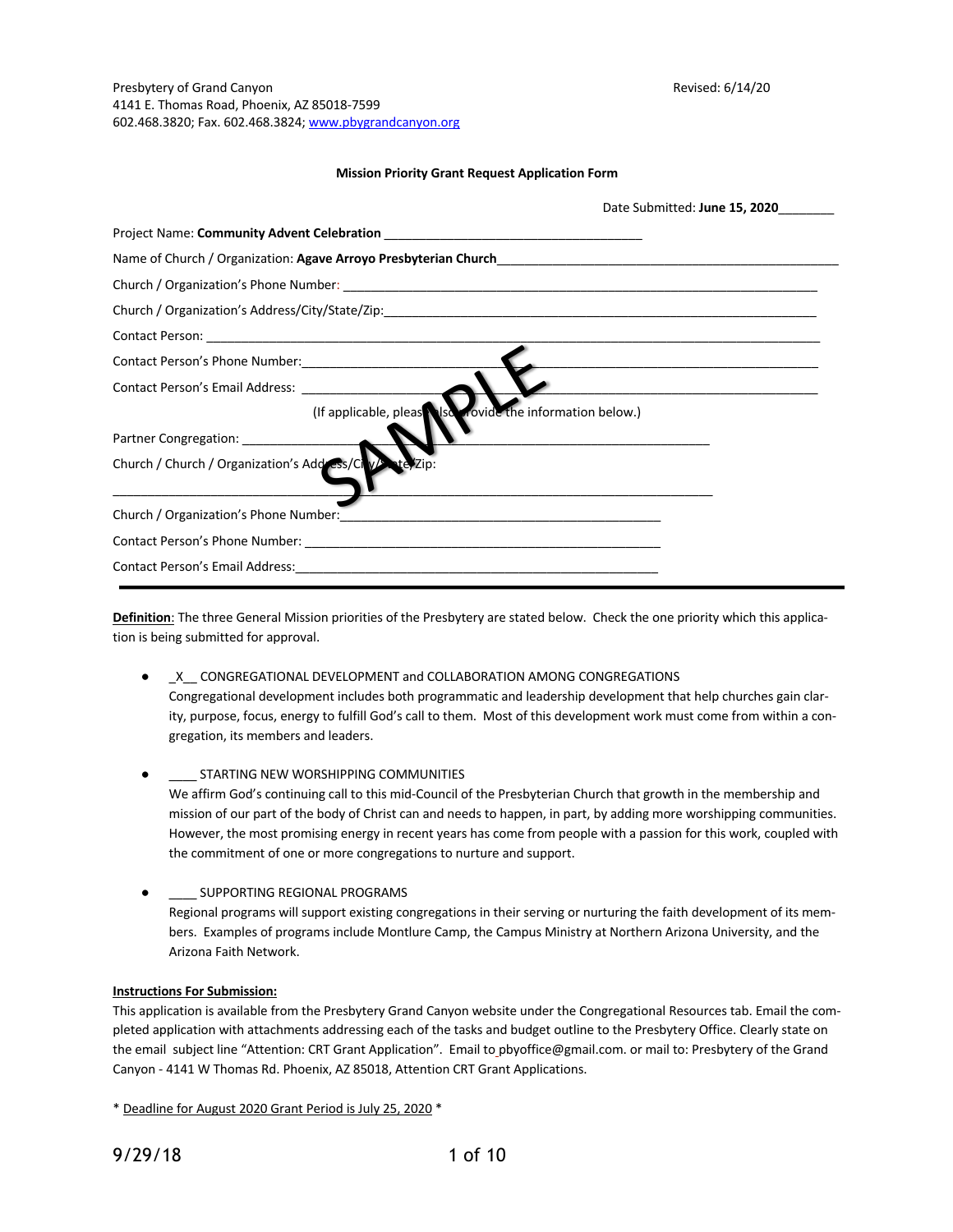Presbytery of Grand Canyon
4141 E. Thomas Road, Phoenix, AZ 85018-7599
602.468.3820; Fax. 602.468.3824; www.pbygrandcanyon.org

Revised: 6/14/20

**Mission Priority Grant Request Application Form**

Date Submitted: **June 15, 2020**________

Project Name: **Community Advent Celebration** ____________________________________

Name of Church / Organization: **Agave Arroyo Presbyterian Church**_____________________________________________

Church / Organization's Phone Number: ____________________________________________________________________

Church / Organization's Address/City/State/Zip:______________________________________________________________

Contact Person: ________________________________________________________________________________________

Contact Person's Phone Number:__________________________________________________________________________

Contact Person's Email Address: __________________________________________________________________________

(If applicable, please also provide the information below.)

Partner Congregation: ____________________________________________________________________

Church / Church / Organization's Address/City/State/Zip:

________________________________________________________________________________________

Church / Organization's Phone Number:_______________________________________________

Contact Person's Phone Number: _______________________________________________

Contact Person's Email Address:_______________________________________________

SAMPLE

---

**Definition**: The three General Mission priorities of the Presbytery are stated below. Check the one priority which this application is being submitted for approval.

- _X__ CONGREGATIONAL DEVELOPMENT and COLLABORATION AMONG CONGREGATIONS
  Congregational development includes both programmatic and leadership development that help churches gain clarity, purpose, focus, energy to fulfill God's call to them. Most of this development work must come from within a congregation, its members and leaders.

- ____ STARTING NEW WORSHIPPING COMMUNITIES
  We affirm God's continuing call to this mid-Council of the Presbyterian Church that growth in the membership and mission of our part of the body of Christ can and needs to happen, in part, by adding more worshipping communities. However, the most promising energy in recent years has come from people with a passion for this work, coupled with the commitment of one or more congregations to nurture and support.

- ____ SUPPORTING REGIONAL PROGRAMS
  Regional programs will support existing congregations in their serving or nurturing the faith development of its members. Examples of programs include Montlure Camp, the Campus Ministry at Northern Arizona University, and the Arizona Faith Network.

**Instructions For Submission:**
This application is available from the Presbytery Grand Canyon website under the Congregational Resources tab. Email the completed application with attachments addressing each of the tasks and budget outline to the Presbytery Office. Clearly state on the email subject line "Attention: CRT Grant Application". Email to pbyoffice@gmail.com. or mail to: Presbytery of the Grand Canyon - 4141 W Thomas Rd. Phoenix, AZ 85018, Attention CRT Grant Applications.

\* Deadline for August 2020 Grant Period is July 25, 2020 \*

9/29/18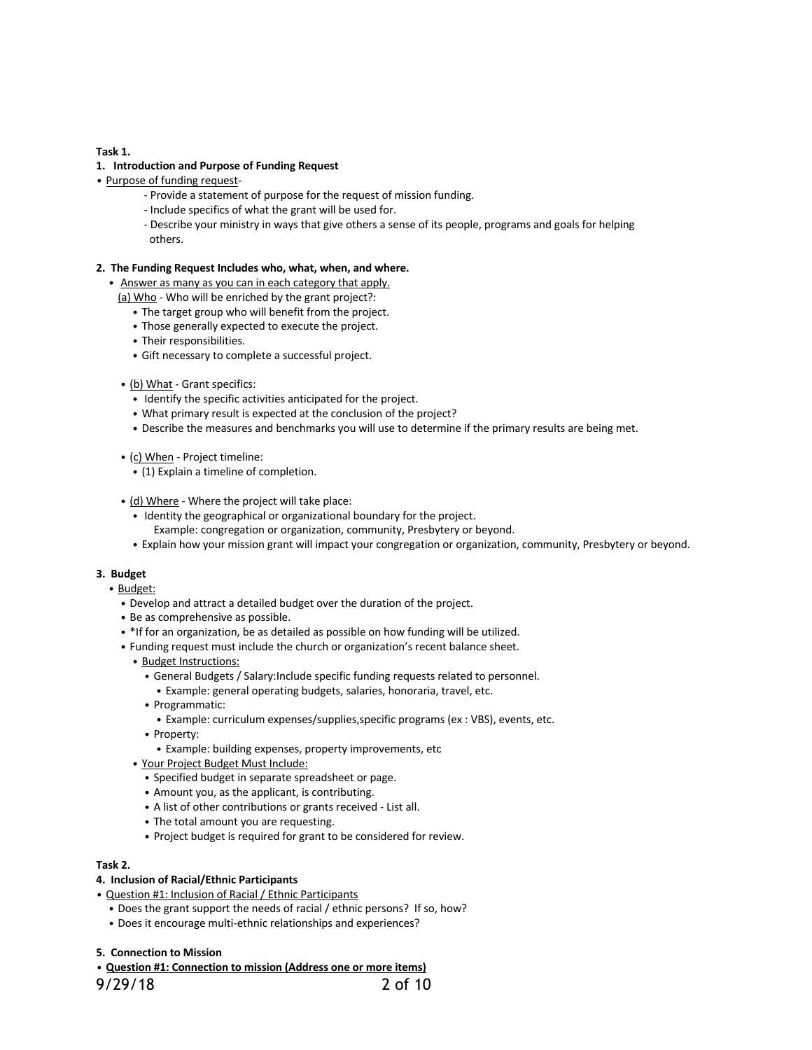**Task 1.**

**1. Introduction and Purpose of Funding Request**

- Purpose of funding request-
  - Provide a statement of purpose for the request of mission funding.
  - Include specifics of what the grant will be used for.
  - Describe your ministry in ways that give others a sense of its people, programs and goals for helping others.

**2. The Funding Request Includes who, what, when, and where.**

- Answer as many as you can in each category that apply.

  (a) Who - Who will be enriched by the grant project?:
  - The target group who will benefit from the project.
  - Those generally expected to execute the project.
  - Their responsibilities.
  - Gift necessary to complete a successful project.

- (b) What - Grant specifics:
  - Identify the specific activities anticipated for the project.
  - What primary result is expected at the conclusion of the project?
  - Describe the measures and benchmarks you will use to determine if the primary results are being met.

- (c) When - Project timeline:
  - (1) Explain a timeline of completion.

- (d) Where - Where the project will take place:
  - Identity the geographical or organizational boundary for the project.
    Example: congregation or organization, community, Presbytery or beyond.
  - Explain how your mission grant will impact your congregation or organization, community, Presbytery or beyond.

**3. Budget**

- Budget:
  - Develop and attract a detailed budget over the duration of the project.
  - Be as comprehensive as possible.
  - *If for an organization, be as detailed as possible on how funding will be utilized.
  - Funding request must include the church or organization's recent balance sheet.
    - Budget Instructions:
      - General Budgets / Salary:Include specific funding requests related to personnel.
        - Example: general operating budgets, salaries, honoraria, travel, etc.
      - Programmatic:
        - Example: curriculum expenses/supplies,specific programs (ex : VBS), events, etc.
      - Property:
        - Example: building expenses, property improvements, etc
    - Your Project Budget Must Include:
      - Specified budget in separate spreadsheet or page.
      - Amount you, as the applicant, is contributing.
      - A list of other contributions or grants received - List all.
      - The total amount you are requesting.
      - Project budget is required for grant to be considered for review.

**Task 2.**

**4. Inclusion of Racial/Ethnic Participants**

- Question #1: Inclusion of Racial / Ethnic Participants
  - Does the grant support the needs of racial / ethnic persons? If so, how?
  - Does it encourage multi-ethnic relationships and experiences?

**5. Connection to Mission**

- **Question #1: Connection to mission (Address one or more items)**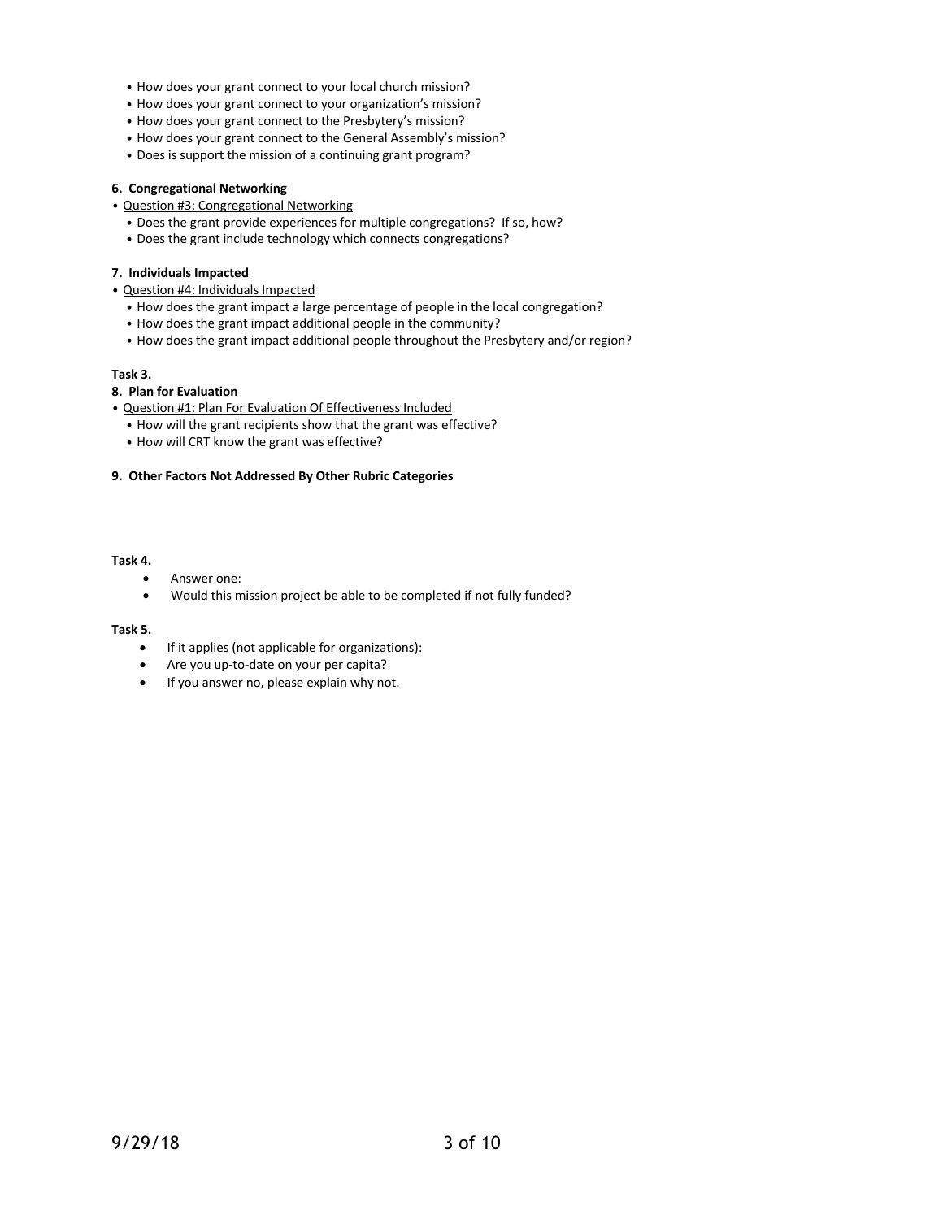- How does your grant connect to your local church mission?
- How does your grant connect to your organization's mission?
- How does your grant connect to the Presbytery's mission?
- How does your grant connect to the General Assembly's mission?
- Does is support the mission of a continuing grant program?

**6. Congregational Networking**

- <u>Question #3: Congregational Networking</u>
  - Does the grant provide experiences for multiple congregations? If so, how?
  - Does the grant include technology which connects congregations?

**7. Individuals Impacted**

- <u>Question #4: Individuals Impacted</u>
  - How does the grant impact a large percentage of people in the local congregation?
  - How does the grant impact additional people in the community?
  - How does the grant impact additional people throughout the Presbytery and/or region?

**Task 3.**

**8. Plan for Evaluation**

- <u>Question #1: Plan For Evaluation Of Effectiveness Included</u>
  - How will the grant recipients show that the grant was effective?
  - How will CRT know the grant was effective?

**9. Other Factors Not Addressed By Other Rubric Categories**

**Task 4.**

- Answer one:
- Would this mission project be able to be completed if not fully funded?

**Task 5.**

- If it applies (not applicable for organizations):
- Are you up-to-date on your per capita?
- If you answer no, please explain why not.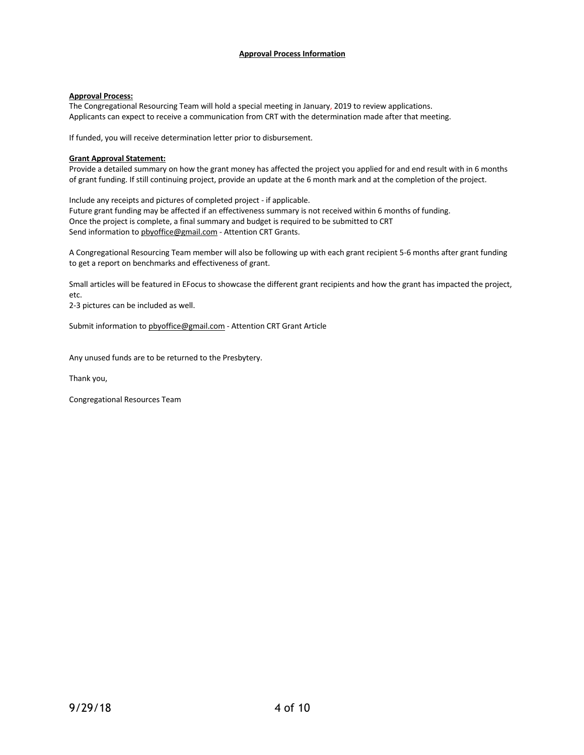# Approval Process Information

**Approval Process:**

The Congregational Resourcing Team will hold a special meeting in January, 2019 to review applications.
Applicants can expect to receive a communication from CRT with the determination made after that meeting.

If funded, you will receive determination letter prior to disbursement.

**Grant Approval Statement:**

Provide a detailed summary on how the grant money has affected the project you applied for and end result with in 6 months of grant funding. If still continuing project, provide an update at the 6 month mark and at the completion of the project.

Include any receipts and pictures of completed project - if applicable.
Future grant funding may be affected if an effectiveness summary is not received within 6 months of funding.
Once the project is complete, a final summary and budget is required to be submitted to CRT
Send information to pbyoffice@gmail.com - Attention CRT Grants.

A Congregational Resourcing Team member will also be following up with each grant recipient 5-6 months after grant funding to get a report on benchmarks and effectiveness of grant.

Small articles will be featured in EFocus to showcase the different grant recipients and how the grant has impacted the project, etc.
2-3 pictures can be included as well.

Submit information to pbyoffice@gmail.com - Attention CRT Grant Article

Any unused funds are to be returned to the Presbytery.

Thank you,

Congregational Resources Team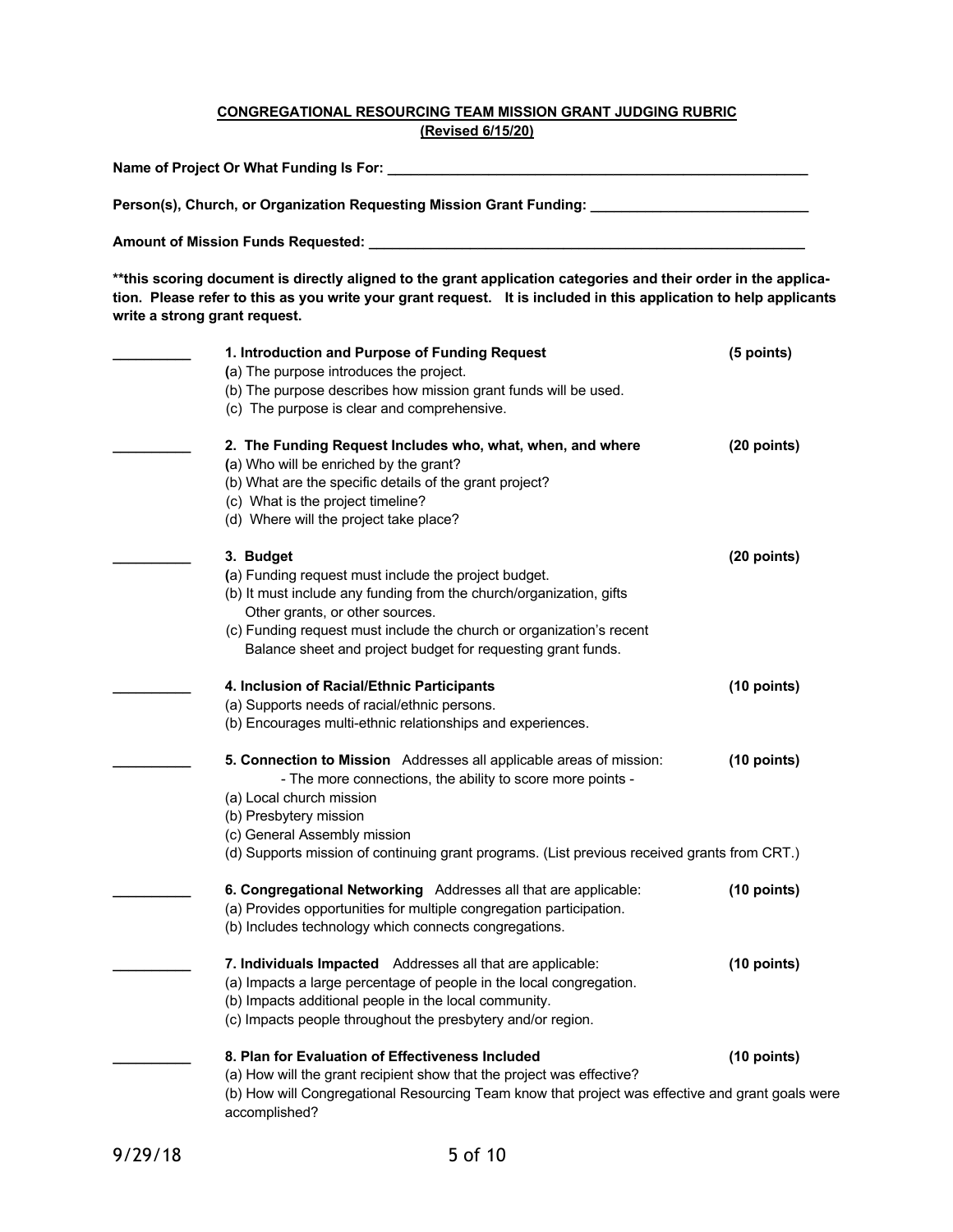## CONGREGATIONAL RESOURCING TEAM MISSION GRANT JUDGING RUBRIC
**(Revised 6/15/20)**

**Name of Project Or What Funding Is For: ______________________________**

**Person(s), Church, or Organization Requesting Mission Grant Funding: ______________________________**

**Amount of Mission Funds Requested: ______________________________**

**\*\*this scoring document is directly aligned to the grant application categories and their order in the application. Please refer to this as you write your grant request. It is included in this application to help applicants write a strong grant request.**

__________ **1. Introduction and Purpose of Funding Request** **(5 points)**
(a) The purpose introduces the project.
(b) The purpose describes how mission grant funds will be used.
(c) The purpose is clear and comprehensive.

__________ **2. The Funding Request Includes who, what, when, and where** **(20 points)**
(a) Who will be enriched by the grant?
(b) What are the specific details of the grant project?
(c) What is the project timeline?
(d) Where will the project take place?

__________ **3. Budget** **(20 points)**
(a) Funding request must include the project budget.
(b) It must include any funding from the church/organization, gifts Other grants, or other sources.
(c) Funding request must include the church or organization's recent Balance sheet and project budget for requesting grant funds.

__________ **4. Inclusion of Racial/Ethnic Participants** **(10 points)**
(a) Supports needs of racial/ethnic persons.
(b) Encourages multi-ethnic relationships and experiences.

__________ **5. Connection to Mission** Addresses all applicable areas of mission: **(10 points)**
- The more connections, the ability to score more points -
(a) Local church mission
(b) Presbytery mission
(c) General Assembly mission
(d) Supports mission of continuing grant programs. (List previous received grants from CRT.)

__________ **6. Congregational Networking** Addresses all that are applicable: **(10 points)**
(a) Provides opportunities for multiple congregation participation.
(b) Includes technology which connects congregations.

__________ **7. Individuals Impacted** Addresses all that are applicable: **(10 points)**
(a) Impacts a large percentage of people in the local congregation.
(b) Impacts additional people in the local community.
(c) Impacts people throughout the presbytery and/or region.

__________ **8. Plan for Evaluation of Effectiveness Included** **(10 points)**
(a) How will the grant recipient show that the project was effective?
(b) How will Congregational Resourcing Team know that project was effective and grant goals were accomplished?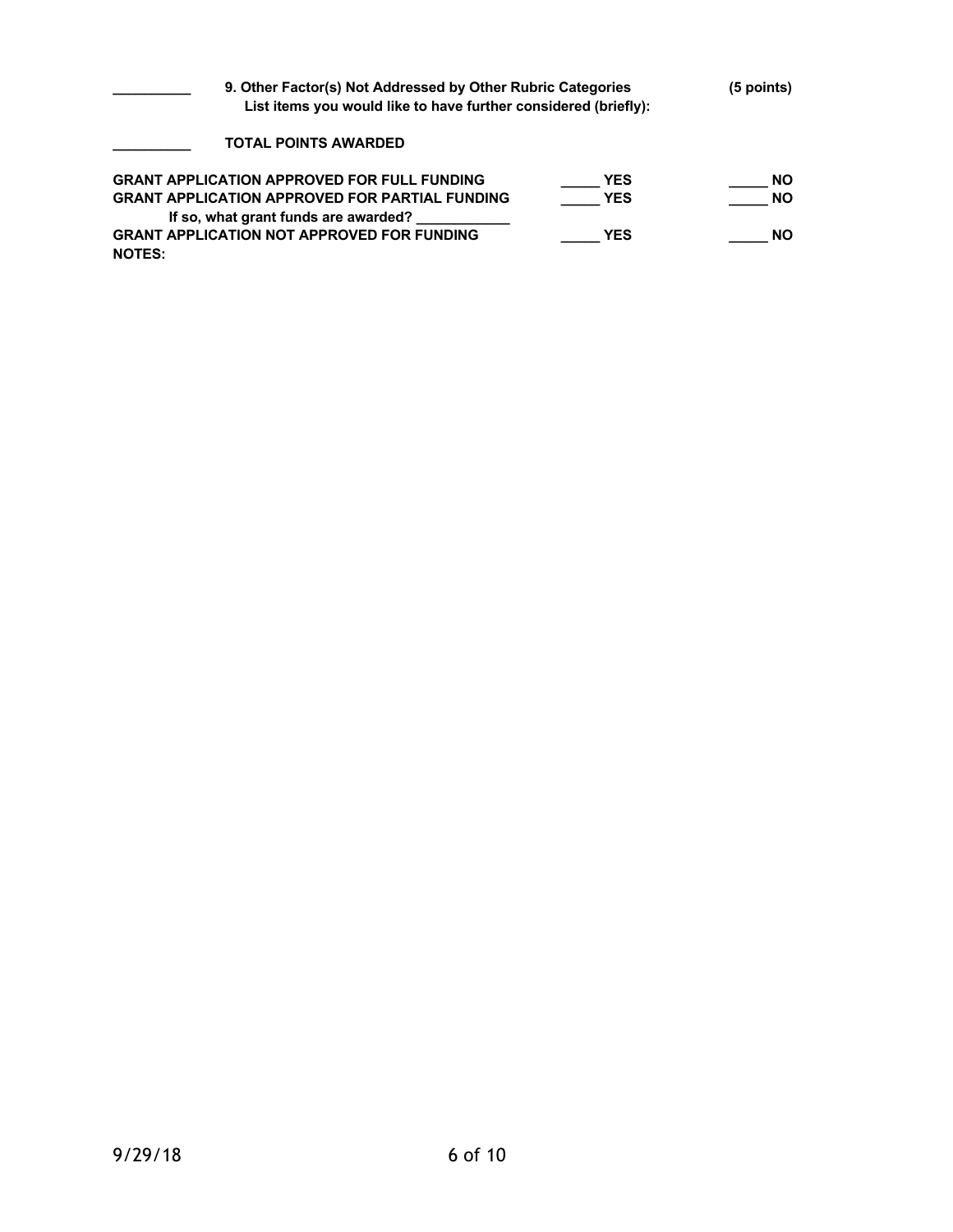__________ **9. Other Factor(s) Not Addressed by Other Rubric Categories** **(5 points)**
**List items you would like to have further considered (briefly):**

__________ **TOTAL POINTS AWARDED**

| | | |
|---|---|---|
| **GRANT APPLICATION APPROVED FOR FULL FUNDING** | _____ **YES** | _____ **NO** |
| **GRANT APPLICATION APPROVED FOR PARTIAL FUNDING** | _____ **YES** | _____ **NO** |
| **If so, what grant funds are awarded?** ____________ | | |
| **GRANT APPLICATION NOT APPROVED FOR FUNDING** | _____ **YES** | _____ **NO** |

**NOTES:**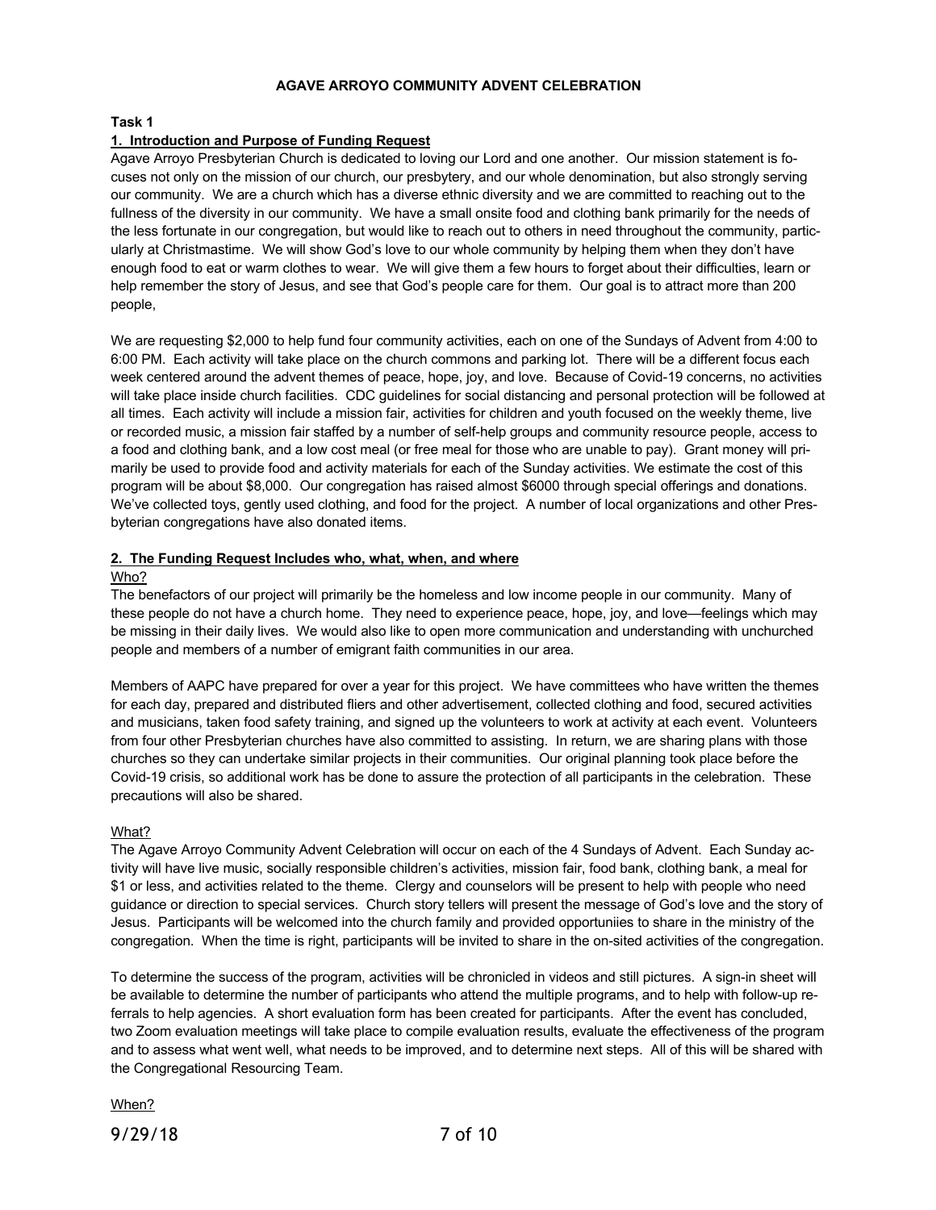**AGAVE ARROYO COMMUNITY ADVENT CELEBRATION**

**Task 1**

**1. Introduction and Purpose of Funding Request**

Agave Arroyo Presbyterian Church is dedicated to loving our Lord and one another. Our mission statement is focuses not only on the mission of our church, our presbytery, and our whole denomination, but also strongly serving our community. We are a church which has a diverse ethnic diversity and we are committed to reaching out to the fullness of the diversity in our community. We have a small onsite food and clothing bank primarily for the needs of the less fortunate in our congregation, but would like to reach out to others in need throughout the community, particularly at Christmastime. We will show God's love to our whole community by helping them when they don't have enough food to eat or warm clothes to wear. We will give them a few hours to forget about their difficulties, learn or help remember the story of Jesus, and see that God's people care for them. Our goal is to attract more than 200 people,

We are requesting $2,000 to help fund four community activities, each on one of the Sundays of Advent from 4:00 to 6:00 PM. Each activity will take place on the church commons and parking lot. There will be a different focus each week centered around the advent themes of peace, hope, joy, and love. Because of Covid-19 concerns, no activities will take place inside church facilities. CDC guidelines for social distancing and personal protection will be followed at all times. Each activity will include a mission fair, activities for children and youth focused on the weekly theme, live or recorded music, a mission fair staffed by a number of self-help groups and community resource people, access to a food and clothing bank, and a low cost meal (or free meal for those who are unable to pay). Grant money will primarily be used to provide food and activity materials for each of the Sunday activities. We estimate the cost of this program will be about $8,000. Our congregation has raised almost $6000 through special offerings and donations. We've collected toys, gently used clothing, and food for the project. A number of local organizations and other Presbyterian congregations have also donated items.

**2. The Funding Request Includes who, what, when, and where**

Who?

The benefactors of our project will primarily be the homeless and low income people in our community. Many of these people do not have a church home. They need to experience peace, hope, joy, and love—feelings which may be missing in their daily lives. We would also like to open more communication and understanding with unchurched people and members of a number of emigrant faith communities in our area.

Members of AAPC have prepared for over a year for this project. We have committees who have written the themes for each day, prepared and distributed fliers and other advertisement, collected clothing and food, secured activities and musicians, taken food safety training, and signed up the volunteers to work at activity at each event. Volunteers from four other Presbyterian churches have also committed to assisting. In return, we are sharing plans with those churches so they can undertake similar projects in their communities. Our original planning took place before the Covid-19 crisis, so additional work has be done to assure the protection of all participants in the celebration. These precautions will also be shared.

What?

The Agave Arroyo Community Advent Celebration will occur on each of the 4 Sundays of Advent. Each Sunday activity will have live music, socially responsible children's activities, mission fair, food bank, clothing bank, a meal for $1 or less, and activities related to the theme. Clergy and counselors will be present to help with people who need guidance or direction to special services. Church story tellers will present the message of God's love and the story of Jesus. Participants will be welcomed into the church family and provided opportuniies to share in the ministry of the congregation. When the time is right, participants will be invited to share in the on-sited activities of the congregation.

To determine the success of the program, activities will be chronicled in videos and still pictures. A sign-in sheet will be available to determine the number of participants who attend the multiple programs, and to help with follow-up referrals to help agencies. A short evaluation form has been created for participants. After the event has concluded, two Zoom evaluation meetings will take place to compile evaluation results, evaluate the effectiveness of the program and to assess what went well, what needs to be improved, and to determine next steps. All of this will be shared with the Congregational Resourcing Team.

When?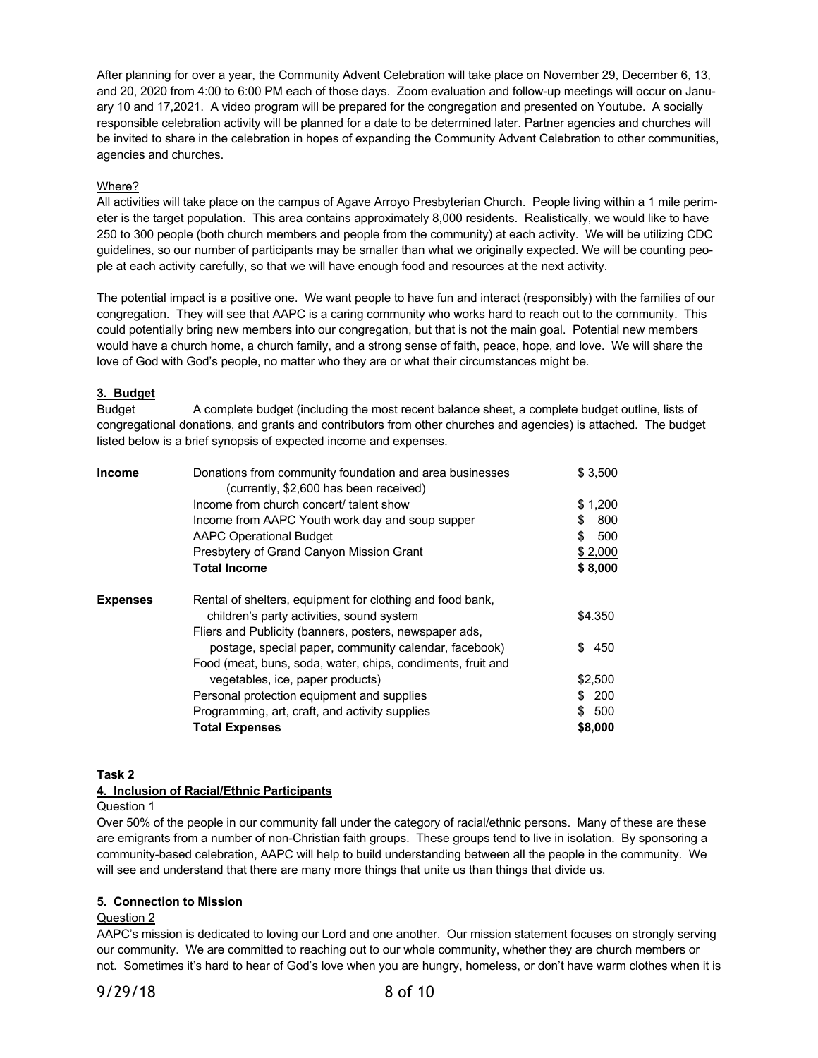After planning for over a year, the Community Advent Celebration will take place on November 29, December 6, 13, and 20, 2020 from 4:00 to 6:00 PM each of those days. Zoom evaluation and follow-up meetings will occur on January 10 and 17,2021. A video program will be prepared for the congregation and presented on Youtube. A socially responsible celebration activity will be planned for a date to be determined later. Partner agencies and churches will be invited to share in the celebration in hopes of expanding the Community Advent Celebration to other communities, agencies and churches.

Where?

All activities will take place on the campus of Agave Arroyo Presbyterian Church. People living within a 1 mile perimeter is the target population. This area contains approximately 8,000 residents. Realistically, we would like to have 250 to 300 people (both church members and people from the community) at each activity. We will be utilizing CDC guidelines, so our number of participants may be smaller than what we originally expected. We will be counting people at each activity carefully, so that we will have enough food and resources at the next activity.

The potential impact is a positive one. We want people to have fun and interact (responsibly) with the families of our congregation. They will see that AAPC is a caring community who works hard to reach out to the community. This could potentially bring new members into our congregation, but that is not the main goal. Potential new members would have a church home, a church family, and a strong sense of faith, peace, hope, and love. We will share the love of God with God's people, no matter who they are or what their circumstances might be.

## 3. Budget

Budget    A complete budget (including the most recent balance sheet, a complete budget outline, lists of congregational donations, and grants and contributors from other churches and agencies) is attached. The budget listed below is a brief synopsis of expected income and expenses.

| | | |
|---|---|---|
| **Income** | Donations from community foundation and area businesses (currently, $2,600 has been received) | $ 3,500 |
| | Income from church concert/ talent show | $ 1,200 |
| | Income from AAPC Youth work day and soup supper | $ 800 |
| | AAPC Operational Budget | $ 500 |
| | Presbytery of Grand Canyon Mission Grant | $ 2,000 |
| | **Total Income** | **$ 8,000** |
| **Expenses** | Rental of shelters, equipment for clothing and food bank, children's party activities, sound system | $4.350 |
| | Fliers and Publicity (banners, posters, newspaper ads, postage, special paper, community calendar, facebook) | $ 450 |
| | Food (meat, buns, soda, water, chips, condiments, fruit and vegetables, ice, paper products) | $2,500 |
| | Personal protection equipment and supplies | $ 200 |
| | Programming, art, craft, and activity supplies | $ 500 |
| | **Total Expenses** | **$8,000** |

**Task 2**

## 4. Inclusion of Racial/Ethnic Participants

Question 1

Over 50% of the people in our community fall under the category of racial/ethnic persons. Many of these are these are emigrants from a number of non-Christian faith groups. These groups tend to live in isolation. By sponsoring a community-based celebration, AAPC will help to build understanding between all the people in the community. We will see and understand that there are many more things that unite us than things that divide us.

## 5. Connection to Mission

Question 2

AAPC's mission is dedicated to loving our Lord and one another. Our mission statement focuses on strongly serving our community. We are committed to reaching out to our whole community, whether they are church members or not. Sometimes it's hard to hear of God's love when you are hungry, homeless, or don't have warm clothes when it is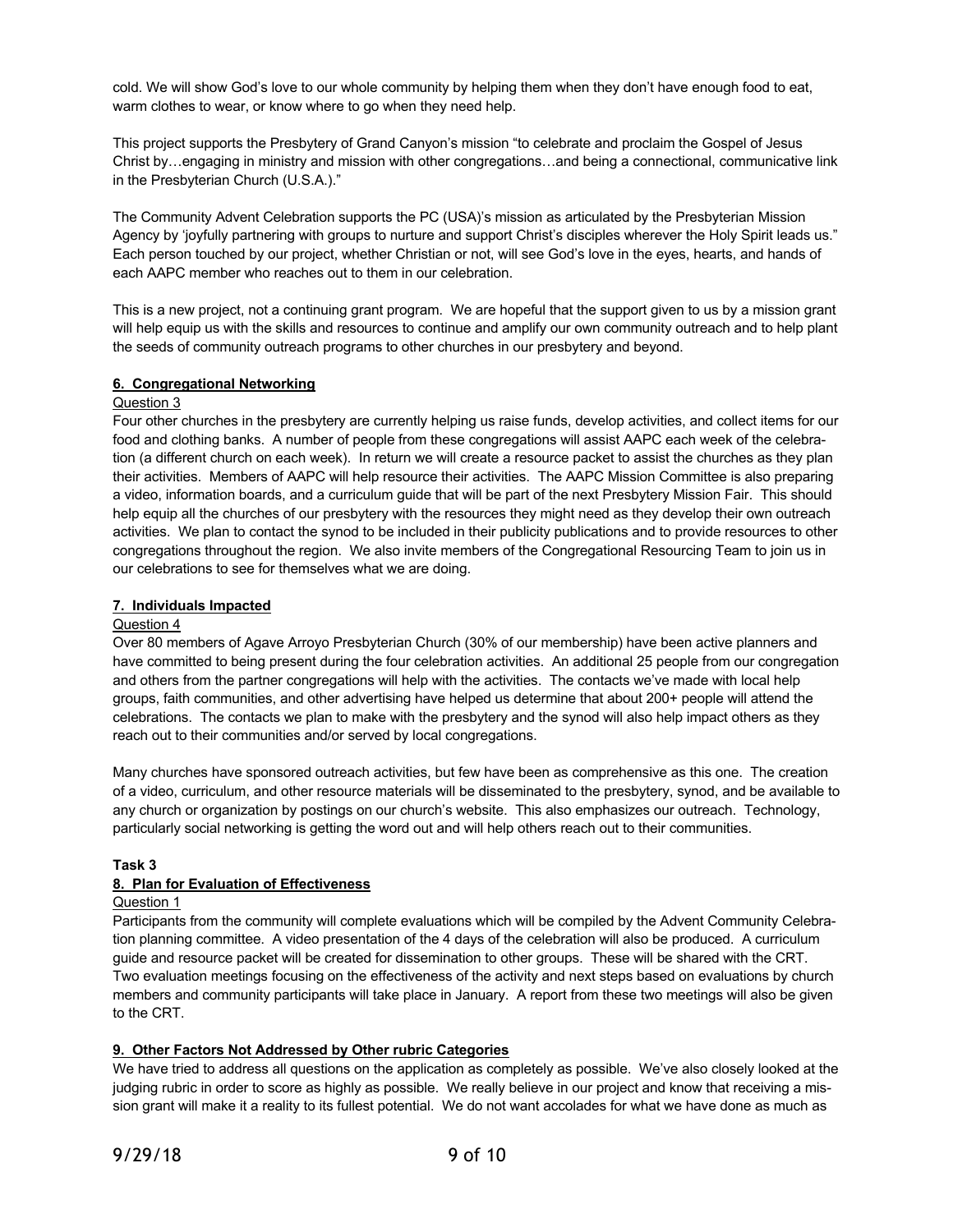cold. We will show God's love to our whole community by helping them when they don't have enough food to eat, warm clothes to wear, or know where to go when they need help.

This project supports the Presbytery of Grand Canyon's mission "to celebrate and proclaim the Gospel of Jesus Christ by…engaging in ministry and mission with other congregations…and being a connectional, communicative link in the Presbyterian Church (U.S.A.)."

The Community Advent Celebration supports the PC (USA)'s mission as articulated by the Presbyterian Mission Agency by 'joyfully partnering with groups to nurture and support Christ's disciples wherever the Holy Spirit leads us." Each person touched by our project, whether Christian or not, will see God's love in the eyes, hearts, and hands of each AAPC member who reaches out to them in our celebration.

This is a new project, not a continuing grant program. We are hopeful that the support given to us by a mission grant will help equip us with the skills and resources to continue and amplify our own community outreach and to help plant the seeds of community outreach programs to other churches in our presbytery and beyond.

**6. Congregational Networking**

Question 3

Four other churches in the presbytery are currently helping us raise funds, develop activities, and collect items for our food and clothing banks. A number of people from these congregations will assist AAPC each week of the celebration (a different church on each week). In return we will create a resource packet to assist the churches as they plan their activities. Members of AAPC will help resource their activities. The AAPC Mission Committee is also preparing a video, information boards, and a curriculum guide that will be part of the next Presbytery Mission Fair. This should help equip all the churches of our presbytery with the resources they might need as they develop their own outreach activities. We plan to contact the synod to be included in their publicity publications and to provide resources to other congregations throughout the region. We also invite members of the Congregational Resourcing Team to join us in our celebrations to see for themselves what we are doing.

**7. Individuals Impacted**

Question 4

Over 80 members of Agave Arroyo Presbyterian Church (30% of our membership) have been active planners and have committed to being present during the four celebration activities. An additional 25 people from our congregation and others from the partner congregations will help with the activities. The contacts we've made with local help groups, faith communities, and other advertising have helped us determine that about 200+ people will attend the celebrations. The contacts we plan to make with the presbytery and the synod will also help impact others as they reach out to their communities and/or served by local congregations.

Many churches have sponsored outreach activities, but few have been as comprehensive as this one. The creation of a video, curriculum, and other resource materials will be disseminated to the presbytery, synod, and be available to any church or organization by postings on our church's website. This also emphasizes our outreach. Technology, particularly social networking is getting the word out and will help others reach out to their communities.

**Task 3**

**8. Plan for Evaluation of Effectiveness**

Question 1

Participants from the community will complete evaluations which will be compiled by the Advent Community Celebration planning committee. A video presentation of the 4 days of the celebration will also be produced. A curriculum guide and resource packet will be created for dissemination to other groups. These will be shared with the CRT. Two evaluation meetings focusing on the effectiveness of the activity and next steps based on evaluations by church members and community participants will take place in January. A report from these two meetings will also be given to the CRT.

**9. Other Factors Not Addressed by Other rubric Categories**

We have tried to address all questions on the application as completely as possible. We've also closely looked at the judging rubric in order to score as highly as possible. We really believe in our project and know that receiving a mission grant will make it a reality to its fullest potential. We do not want accolades for what we have done as much as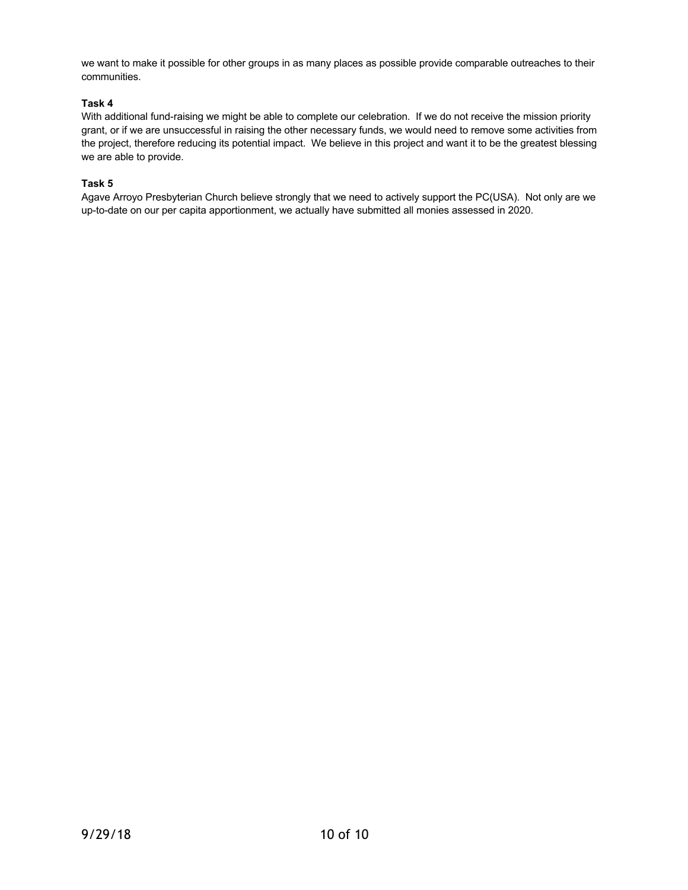we want to make it possible for other groups in as many places as possible provide comparable outreaches to their communities.

**Task 4**

With additional fund-raising we might be able to complete our celebration. If we do not receive the mission priority grant, or if we are unsuccessful in raising the other necessary funds, we would need to remove some activities from the project, therefore reducing its potential impact. We believe in this project and want it to be the greatest blessing we are able to provide.

**Task 5**

Agave Arroyo Presbyterian Church believe strongly that we need to actively support the PC(USA). Not only are we up-to-date on our per capita apportionment, we actually have submitted all monies assessed in 2020.